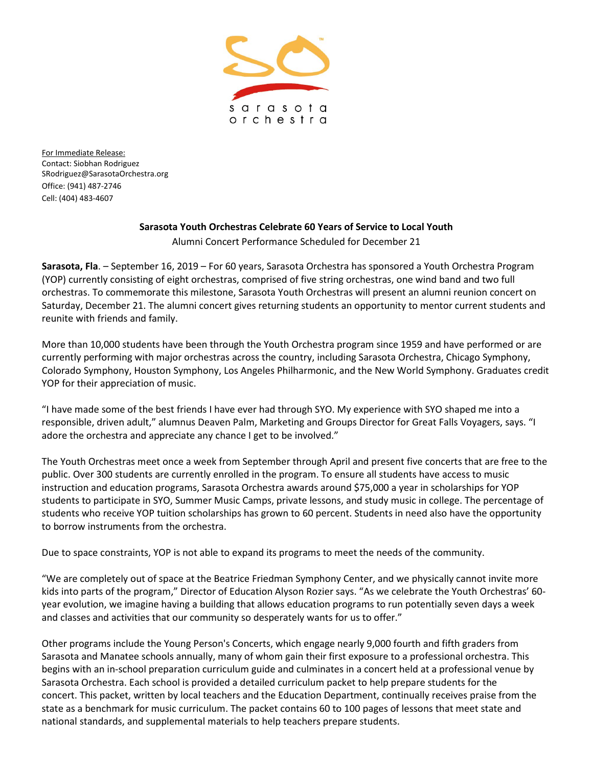sarasota orchestra

For Immediate Release:
Contact: Siobhan Rodriguez
SRodriguez@SarasotaOrchestra.org
Office: (941) 487-2746
Cell: (404) 483-4607

**Sarasota Youth Orchestras Celebrate 60 Years of Service to Local Youth**

Alumni Concert Performance Scheduled for December 21

**Sarasota, Fla**. – September 16, 2019 – For 60 years, Sarasota Orchestra has sponsored a Youth Orchestra Program (YOP) currently consisting of eight orchestras, comprised of five string orchestras, one wind band and two full orchestras. To commemorate this milestone, Sarasota Youth Orchestras will present an alumni reunion concert on Saturday, December 21. The alumni concert gives returning students an opportunity to mentor current students and reunite with friends and family.

More than 10,000 students have been through the Youth Orchestra program since 1959 and have performed or are currently performing with major orchestras across the country, including Sarasota Orchestra, Chicago Symphony, Colorado Symphony, Houston Symphony, Los Angeles Philharmonic, and the New World Symphony. Graduates credit YOP for their appreciation of music.

"I have made some of the best friends I have ever had through SYO. My experience with SYO shaped me into a responsible, driven adult," alumnus Deaven Palm, Marketing and Groups Director for Great Falls Voyagers, says. "I adore the orchestra and appreciate any chance I get to be involved."

The Youth Orchestras meet once a week from September through April and present five concerts that are free to the public. Over 300 students are currently enrolled in the program. To ensure all students have access to music instruction and education programs, Sarasota Orchestra awards around $75,000 a year in scholarships for YOP students to participate in SYO, Summer Music Camps, private lessons, and study music in college. The percentage of students who receive YOP tuition scholarships has grown to 60 percent. Students in need also have the opportunity to borrow instruments from the orchestra.

Due to space constraints, YOP is not able to expand its programs to meet the needs of the community.

"We are completely out of space at the Beatrice Friedman Symphony Center, and we physically cannot invite more kids into parts of the program," Director of Education Alyson Rozier says. "As we celebrate the Youth Orchestras' 60-year evolution, we imagine having a building that allows education programs to run potentially seven days a week and classes and activities that our community so desperately wants for us to offer."

Other programs include the Young Person's Concerts, which engage nearly 9,000 fourth and fifth graders from Sarasota and Manatee schools annually, many of whom gain their first exposure to a professional orchestra. This begins with an in-school preparation curriculum guide and culminates in a concert held at a professional venue by Sarasota Orchestra. Each school is provided a detailed curriculum packet to help prepare students for the concert. This packet, written by local teachers and the Education Department, continually receives praise from the state as a benchmark for music curriculum. The packet contains 60 to 100 pages of lessons that meet state and national standards, and supplemental materials to help teachers prepare students.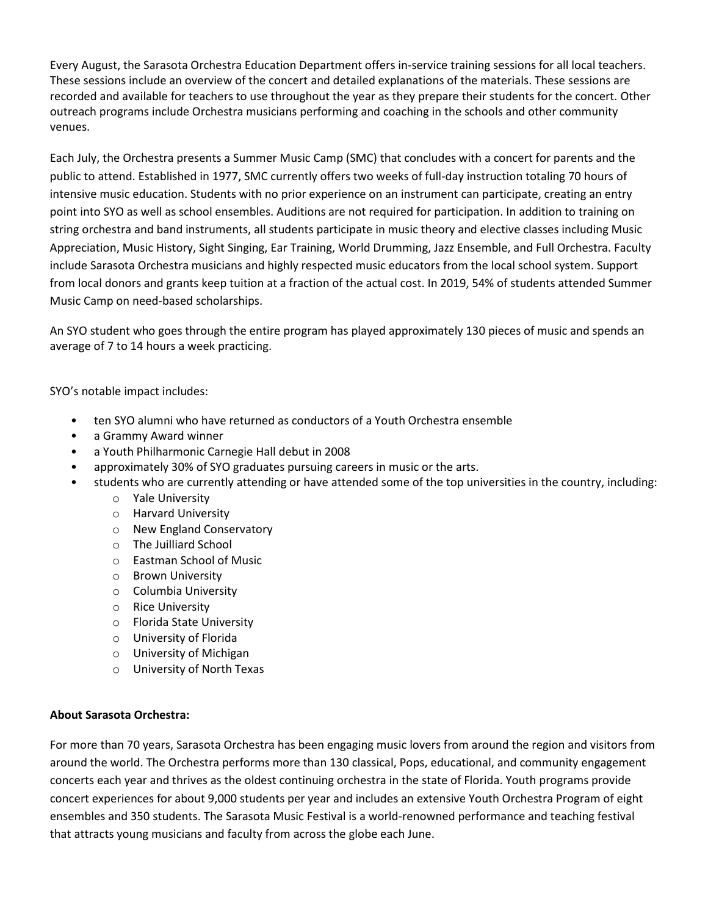Every August, the Sarasota Orchestra Education Department offers in-service training sessions for all local teachers. These sessions include an overview of the concert and detailed explanations of the materials. These sessions are recorded and available for teachers to use throughout the year as they prepare their students for the concert. Other outreach programs include Orchestra musicians performing and coaching in the schools and other community venues.

Each July, the Orchestra presents a Summer Music Camp (SMC) that concludes with a concert for parents and the public to attend. Established in 1977, SMC currently offers two weeks of full-day instruction totaling 70 hours of intensive music education. Students with no prior experience on an instrument can participate, creating an entry point into SYO as well as school ensembles. Auditions are not required for participation. In addition to training on string orchestra and band instruments, all students participate in music theory and elective classes including Music Appreciation, Music History, Sight Singing, Ear Training, World Drumming, Jazz Ensemble, and Full Orchestra. Faculty include Sarasota Orchestra musicians and highly respected music educators from the local school system. Support from local donors and grants keep tuition at a fraction of the actual cost. In 2019, 54% of students attended Summer Music Camp on need-based scholarships.

An SYO student who goes through the entire program has played approximately 130 pieces of music and spends an average of 7 to 14 hours a week practicing.

SYO's notable impact includes:

- ten SYO alumni who have returned as conductors of a Youth Orchestra ensemble
- a Grammy Award winner
- a Youth Philharmonic Carnegie Hall debut in 2008
- approximately 30% of SYO graduates pursuing careers in music or the arts.
- students who are currently attending or have attended some of the top universities in the country, including:
  - Yale University
  - Harvard University
  - New England Conservatory
  - The Juilliard School
  - Eastman School of Music
  - Brown University
  - Columbia University
  - Rice University
  - Florida State University
  - University of Florida
  - University of Michigan
  - University of North Texas

**About Sarasota Orchestra:**

For more than 70 years, Sarasota Orchestra has been engaging music lovers from around the region and visitors from around the world. The Orchestra performs more than 130 classical, Pops, educational, and community engagement concerts each year and thrives as the oldest continuing orchestra in the state of Florida. Youth programs provide concert experiences for about 9,000 students per year and includes an extensive Youth Orchestra Program of eight ensembles and 350 students. The Sarasota Music Festival is a world-renowned performance and teaching festival that attracts young musicians and faculty from across the globe each June.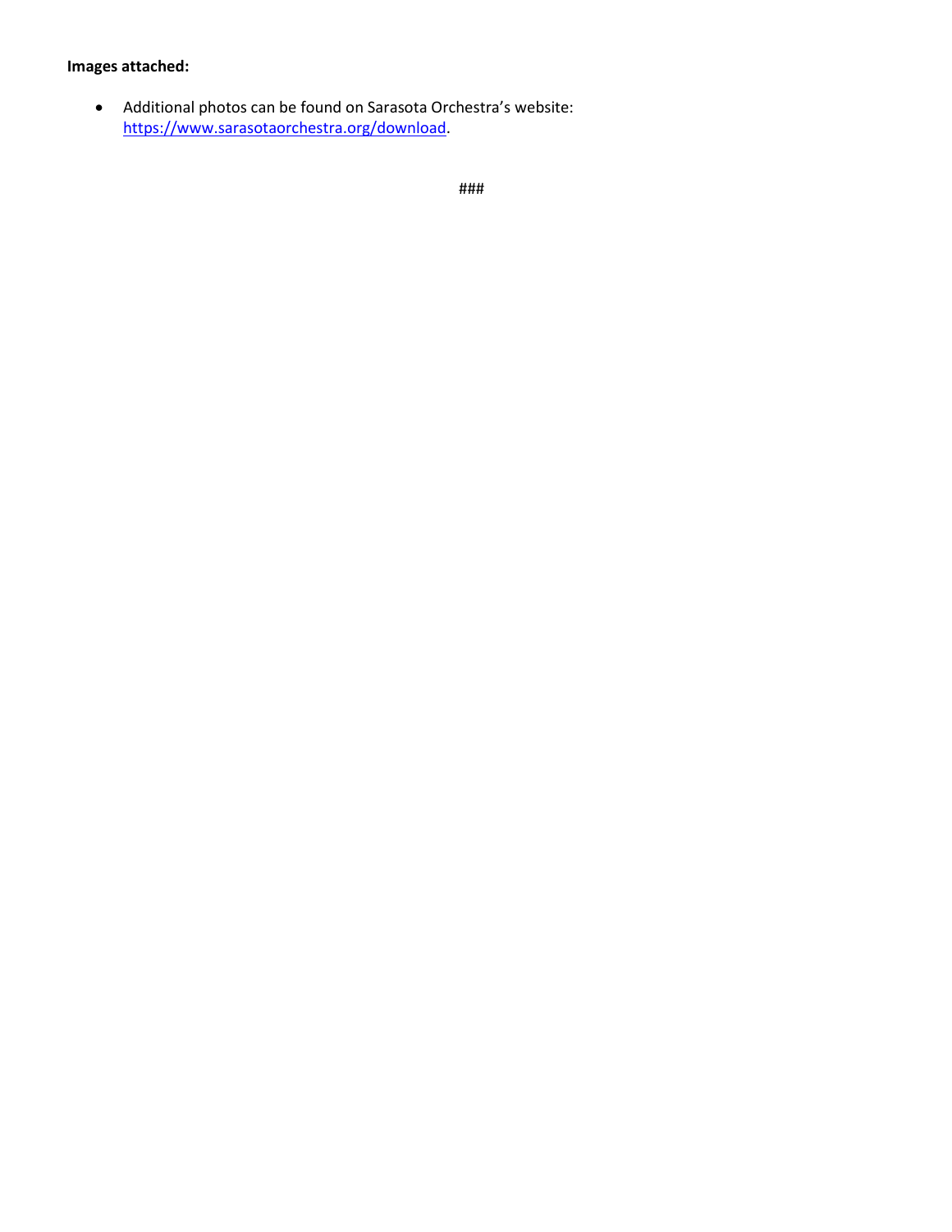**Images attached:**

- Additional photos can be found on Sarasota Orchestra's website: [https://www.sarasotaorchestra.org/download](https://www.sarasotaorchestra.org/download).

###